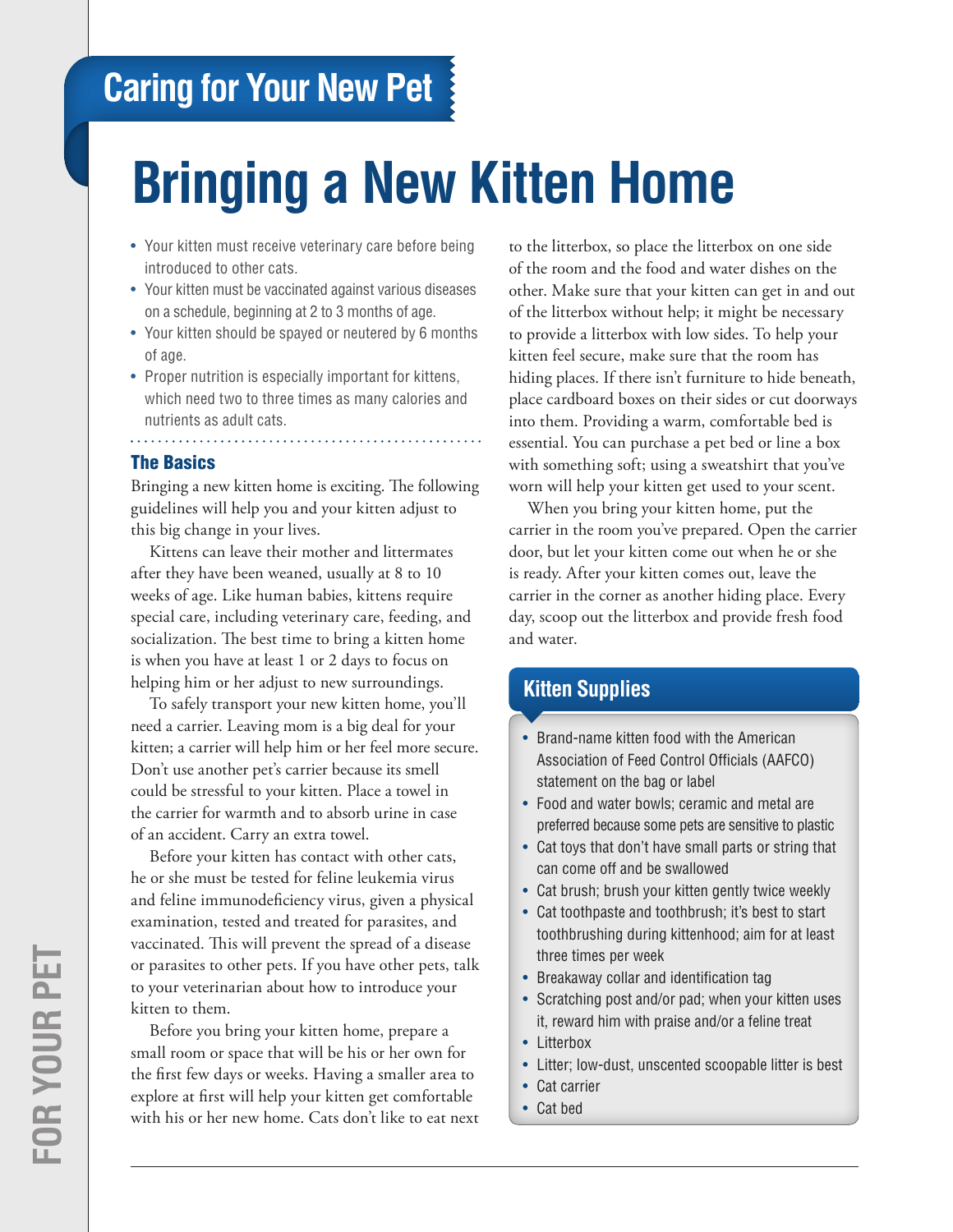## Caring for Your New Pet

# Bringing a New Kitten Home

- Your kitten must receive veterinary care before being introduced to other cats.
- Your kitten must be vaccinated against various diseases on a schedule, beginning at 2 to 3 months of age.
- Your kitten should be spayed or neutered by 6 months of age.
- Proper nutrition is especially important for kittens, which need two to three times as many calories and nutrients as adult cats.

### The Basics

Bringing a new kitten home is exciting. The following guidelines will help you and your kitten adjust to this big change in your lives.

Kittens can leave their mother and littermates after they have been weaned, usually at 8 to 10 weeks of age. Like human babies, kittens require special care, including veterinary care, feeding, and socialization. The best time to bring a kitten home is when you have at least 1 or 2 days to focus on helping him or her adjust to new surroundings.

To safely transport your new kitten home, you'll need a carrier. Leaving mom is a big deal for your kitten; a carrier will help him or her feel more secure. Don't use another pet's carrier because its smell could be stressful to your kitten. Place a towel in the carrier for warmth and to absorb urine in case of an accident. Carry an extra towel.

Before your kitten has contact with other cats, he or she must be tested for feline leukemia virus and feline immunodeficiency virus, given a physical examination, tested and treated for parasites, and vaccinated. This will prevent the spread of a disease or parasites to other pets. If you have other pets, talk to your veterinarian about how to introduce your kitten to them.

Before you bring your kitten home, prepare a small room or space that will be his or her own for the first few days or weeks. Having a smaller area to explore at first will help your kitten get comfortable with his or her new home. Cats don't like to eat next to the litterbox, so place the litterbox on one side of the room and the food and water dishes on the other. Make sure that your kitten can get in and out of the litterbox without help; it might be necessary to provide a litterbox with low sides. To help your kitten feel secure, make sure that the room has hiding places. If there isn't furniture to hide beneath, place cardboard boxes on their sides or cut doorways into them. Providing a warm, comfortable bed is essential. You can purchase a pet bed or line a box with something soft; using a sweatshirt that you've worn will help your kitten get used to your scent.

When you bring your kitten home, put the carrier in the room you've prepared. Open the carrier door, but let your kitten come out when he or she is ready. After your kitten comes out, leave the carrier in the corner as another hiding place. Every day, scoop out the litterbox and provide fresh food and water.

### Kitten Supplies

- Brand-name kitten food with the American Association of Feed Control Officials (AAFCO) statement on the bag or label
- Food and water bowls; ceramic and metal are preferred because some pets are sensitive to plastic
- Cat toys that don't have small parts or string that can come off and be swallowed
- Cat brush; brush your kitten gently twice weekly
- Cat toothpaste and toothbrush; it's best to start toothbrushing during kittenhood; aim for at least three times per week
- Breakaway collar and identification tag
- Scratching post and/or pad; when your kitten uses it, reward him with praise and/or a feline treat
- Litterbox
- Litter; low-dust, unscented scoopable litter is best
- Cat carrier
- Cat bed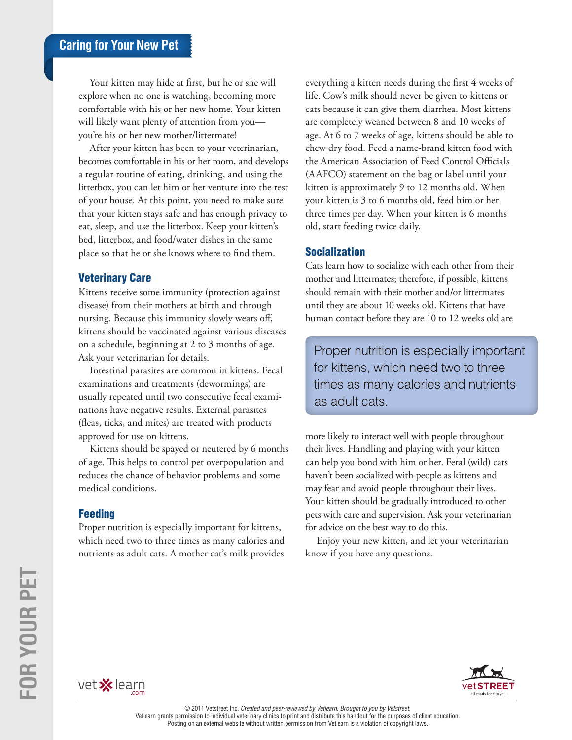## Caring for Your New Pet

Your kitten may hide at first, but he or she will explore when no one is watching, becoming more comfortable with his or her new home. Your kitten will likely want plenty of attention from you—you're his or her new mother/littermate!

After your kitten has been to your veterinarian, becomes comfortable in his or her room, and develops a regular routine of eating, drinking, and using the litterbox, you can let him or her venture into the rest of your house. At this point, you need to make sure that your kitten stays safe and has enough privacy to eat, sleep, and use the litterbox. Keep your kitten's bed, litterbox, and food/water dishes in the same place so that he or she knows where to find them.

### Veterinary Care

Kittens receive some immunity (protection against disease) from their mothers at birth and through nursing. Because this immunity slowly wears off, kittens should be vaccinated against various diseases on a schedule, beginning at 2 to 3 months of age. Ask your veterinarian for details.

Intestinal parasites are common in kittens. Fecal examinations and treatments (dewormings) are usually repeated until two consecutive fecal examinations have negative results. External parasites (fleas, ticks, and mites) are treated with products approved for use on kittens.

Kittens should be spayed or neutered by 6 months of age. This helps to control pet overpopulation and reduces the chance of behavior problems and some medical conditions.

### Feeding

Proper nutrition is especially important for kittens, which need two to three times as many calories and nutrients as adult cats. A mother cat's milk provides everything a kitten needs during the first 4 weeks of life. Cow's milk should never be given to kittens or cats because it can give them diarrhea. Most kittens are completely weaned between 8 and 10 weeks of age. At 6 to 7 weeks of age, kittens should be able to chew dry food. Feed a name-brand kitten food with the American Association of Feed Control Officials (AAFCO) statement on the bag or label until your kitten is approximately 9 to 12 months old. When your kitten is 3 to 6 months old, feed him or her three times per day. When your kitten is 6 months old, start feeding twice daily.

### Socialization

Cats learn how to socialize with each other from their mother and littermates; therefore, if possible, kittens should remain with their mother and/or littermates until they are about 10 weeks old. Kittens that have human contact before they are 10 to 12 weeks old are more likely to interact well with people throughout their lives. Handling and playing with your kitten can help you bond with him or her. Feral (wild) cats haven't been socialized with people as kittens and may fear and avoid people throughout their lives. Your kitten should be gradually introduced to other pets with care and supervision. Ask your veterinarian for advice on the best way to do this.

> Proper nutrition is especially important for kittens, which need two to three times as many calories and nutrients as adult cats.

Enjoy your new kitten, and let your veterinarian know if you have any questions.

© 2011 Vetstreet Inc. *Created and peer-reviewed by Vetlearn. Brought to you by Vetstreet.*
Vetlearn grants permission to individual veterinary clinics to print and distribute this handout for the purposes of client education.
Posting on an external website without written permission from Vetlearn is a violation of copyright laws.